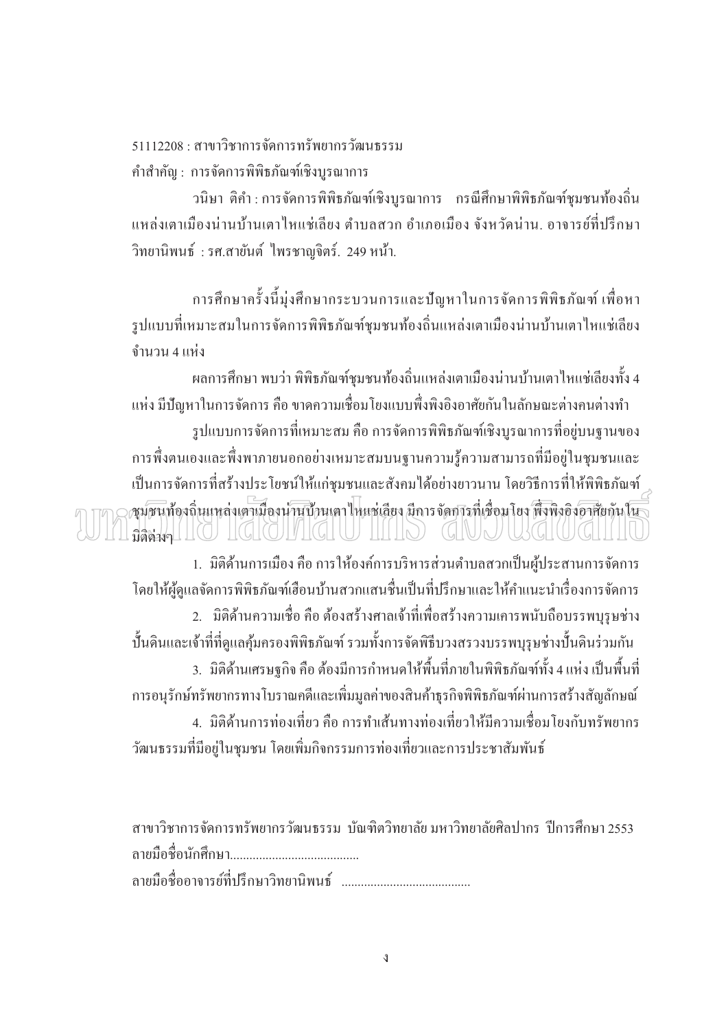51112208 : สาขาวิชาการจัดการทรัพยากรวัฒนธรรม

คำสำคัญ : การจัดการพิพิธภัณฑ์เชิงบูรณาการ

วนิษา ติคำ : การจัดการพิพิธภัณฑ์เชิงบูรณาการ กรณีศึกษาพิพิธภัณฑ์ชุมชนท้องถิ่นแหล่งเตาเมืองน่านบ้านเตาไหแช่เลียง ตำบลสวก อำเภอเมือง จังหวัดน่าน. อาจารย์ที่ปรึกษาวิทยานิพนธ์ : รศ.สายันต์ ไพรชาญจิตร์. 249 หน้า.

การศึกษาครั้งนี้มุ่งศึกษากระบวนการและปัญหาในการจัดการพิพิธภัณฑ์ เพื่อหารูปแบบที่เหมาะสมในการจัดการพิพิธภัณฑ์ชุมชนท้องถิ่นแหล่งเตาเมืองน่านบ้านเตาไหแช่เลียง จำนวน 4 แห่ง

ผลการศึกษา พบว่า พิพิธภัณฑ์ชุมชนท้องถิ่นแหล่งเตาเมืองน่านบ้านเตาไหแช่เลียงทั้ง 4 แห่ง มีปัญหาในการจัดการ คือ ขาดความเชื่อมโยงแบบพึ่งพิงอิงอาศัยกันในลักษณะต่างคนต่างทำ

รูปแบบการจัดการที่เหมาะสม คือ การจัดการพิพิธภัณฑ์เชิงบูรณาการที่อยู่บนฐานของการพึ่งตนเองและพึ่งพาภายนอกอย่างเหมาะสมบนฐานความรู้ความสามารถที่มีอยู่ในชุมชนและเป็นการจัดการที่สร้างประโยชน์ให้แก่ชุมชนและสังคมได้อย่างยาวนาน โดยวิธีการที่ให้พิพิธภัณฑ์ชุมชนท้องถิ่นแหล่งเตาเมืองน่านบ้านเตาไหแช่เลียง มีการจัดการที่เชื่อมโยง พึ่งพิงอิงอาศัยกัน ในมิติต่างๆ

1. มิติด้านการเมือง คือ การให้องค์การบริหารส่วนตำบลสวกเป็นผู้ประสานการจัดการ โดยให้ผู้ดูแลจัดการพิพิธภัณฑ์เฮือนบ้านสวกแสนชื่นเป็นที่ปรึกษาและให้คำแนะนำเรื่องการจัดการ
2. มิติด้านความเชื่อ คือ ต้องสร้างศาลเจ้าที่เพื่อสร้างความเคารพนับถือบรรพบุรุษช่างปั้นดินและเจ้าที่ที่ดูแลคุ้มครองพิพิธภัณฑ์ รวมทั้งการจัดพิธีบวงสรวงบรรพบุรุษช่างปั้นดินร่วมกัน
3. มิติด้านเศรษฐกิจ คือ ต้องมีการกำหนดให้พื้นที่ภายในพิพิธภัณฑ์ทั้ง 4 แห่ง เป็นพื้นที่การอนุรักษ์ทรัพยากรทางโบราณคดีและเพิ่มมูลค่าของสินค้าธุรกิจพิพิธภัณฑ์ผ่านการสร้างสัญลักษณ์
4. มิติด้านการท่องเที่ยว คือ การทำเส้นทางท่องเที่ยวให้มีความเชื่อมโยงกับทรัพยากรวัฒนธรรมที่มีอยู่ในชุมชน โดยเพิ่มกิจกรรมการท่องเที่ยวและการประชาสัมพันธ์

สาขาวิชาการจัดการทรัพยากรวัฒนธรรม บัณฑิตวิทยาลัย มหาวิทยาลัยศิลปากร ปีการศึกษา 2553

ลายมือชื่อนักศึกษา........................................

ลายมือชื่ออาจารย์ที่ปรึกษาวิทยานิพนธ์ ........................................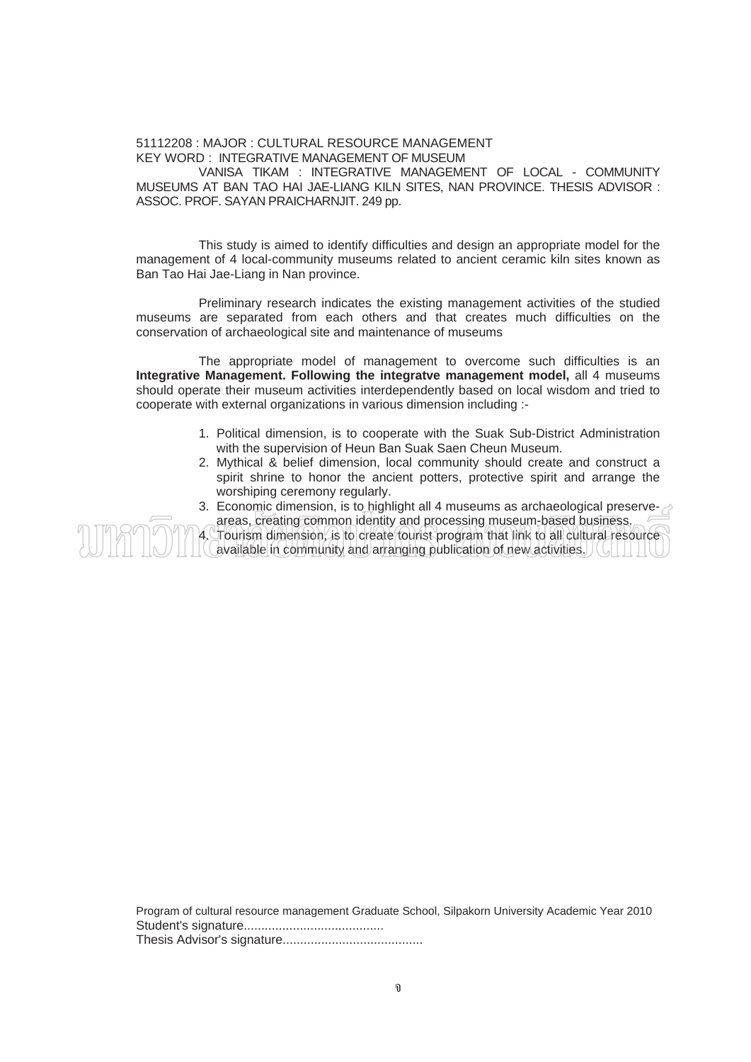51112208 : MAJOR : CULTURAL RESOURCE MANAGEMENT
KEY WORD : INTEGRATIVE MANAGEMENT OF MUSEUM

VANISA TIKAM : INTEGRATIVE MANAGEMENT OF LOCAL - COMMUNITY MUSEUMS AT BAN TAO HAI JAE-LIANG KILN SITES, NAN PROVINCE. THESIS ADVISOR : ASSOC. PROF. SAYAN PRAICHARNJIT. 249 pp.

This study is aimed to identify difficulties and design an appropriate model for the management of 4 local-community museums related to ancient ceramic kiln sites known as Ban Tao Hai Jae-Liang in Nan province.

Preliminary research indicates the existing management activities of the studied museums are separated from each others and that creates much difficulties on the conservation of archaeological site and maintenance of museums

The appropriate model of management to overcome such difficulties is an **Integrative Management. Following the integratve management model,** all 4 museums should operate their museum activities interdependently based on local wisdom and tried to cooperate with external organizations in various dimension including :-

1. Political dimension, is to cooperate with the Suak Sub-District Administration with the supervision of Heun Ban Suak Saen Cheun Museum.
2. Mythical & belief dimension, local community should create and construct a spirit shrine to honor the ancient potters, protective spirit and arrange the worshiping ceremony regularly.
3. Economic dimension, is to highlight all 4 museums as archaeological preserve-areas, creating common identity and processing museum-based business.
4. Tourism dimension, is to create tourist program that link to all cultural resource available in community and arranging publication of new activities.

Program of cultural resource management Graduate School, Silpakorn University Academic Year 2010
Student's signature........................................
Thesis Advisor's signature........................................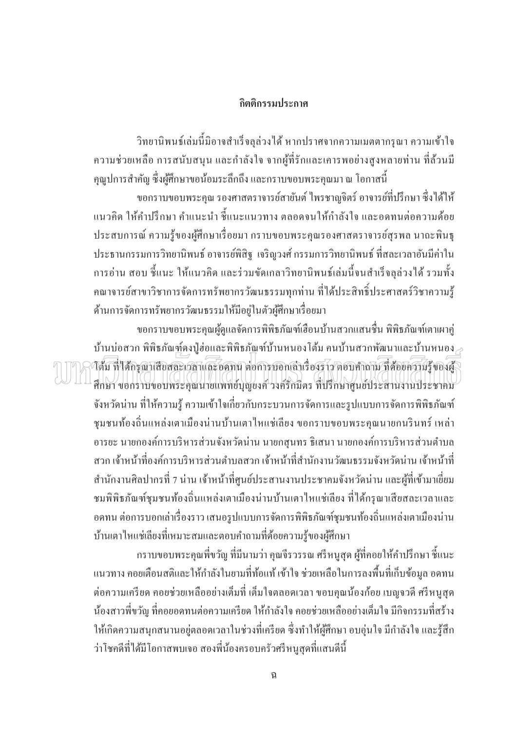# กิตติกรรมประกาศ

วิทยานิพนธ์เล่มนี้มิอาจสำเร็จลุล่วงได้ หากปราศจากความเมตตากรุณา ความเข้าใจ ความช่วยเหลือ การสนับสนุน และกำลังใจ จากผู้ที่รักและเคารพอย่างสูงหลายท่าน ที่ล้วนมีคุณูปการสำคัญ ซึ่งผู้ศึกษาขอน้อมระลึกถึง และกราบขอบพระคุณมา ณ โอกาสนี้

ขอกราบขอบพระคุณ รองศาสตราจารย์สายันต์ ไพรชาญจิตร์ อาจารย์ที่ปรึกษา ซึ่งได้ให้แนวคิด ให้คำปรึกษา คำแนะนำ ชี้แนะแนวทาง ตลอดจนให้กำลังใจ และอดทนต่อความด้อยประสบการณ์ ความรู้ของผู้ศึกษาเรื่อยมา กราบขอบพระคุณรองศาสตราจารย์สุรพล นาถะพินธุ ประธานกรรมการวิทยานิพนธ์ อาจารย์พิสิฐ เจริญวงศ์ กรรมการวิทยานิพนธ์ ที่สละเวลาอันมีค่าในการอ่าน สอบ ชี้แนะ ให้แนวคิด และร่วมขัดเกลาวิทยานิพนธ์เล่มนี้จนสำเร็จลุล่วงได้ รวมทั้งคณาจารย์สาขาวิชาการจัดการทรัพยากรวัฒนธรรมทุกท่าน ที่ได้ประสิทธิ์ประศาสตร์วิชาความรู้ด้านการจัดการทรัพยากรวัฒนธรรมให้มีอยู่ในตัวผู้ศึกษาเรื่อยมา

ขอกราบขอบพระคุณผู้ดูแลจัดการพิพิธภัณฑ์เฮือนบ้านสวกแสนชื่น พิพิธภัณฑ์เตาเผาคู่บ้านบ่อสวก พิพิธภัณฑ์ดงปู่ฮ่อและพิพิธภัณฑ์บ้านหนองโต้ม คนบ้านสวกพัฒนาและบ้านหนองโต้ม ที่ได้กรุณาเสียสละเวลาและอดทน ต่อการบอกเล่าเรื่องราว ตอบคำถาม ที่ด้อยความรู้ของผู้ศึกษา ขอกราบขอบพระคุณนายแพทย์บุญยงค์ วงค์รักมิตร ที่ปรึกษาศูนย์ประสานงานประชาคมจังหวัดน่าน ที่ให้ความรู้ ความเข้าใจเกี่ยวกับกระบวนการจัดการและรูปแบบการจัดการพิพิธภัณฑ์ชุมชนท้องถิ่นแหล่งเตาเมืองน่านบ้านเตาไหแช่เลียง ขอกราบขอบพระคุณนายกนรินทร์ เหล่าอารยะ นายกองค์การบริหารส่วนจังหวัดน่าน นายกสุนทร ธิเสนา นายกองค์การบริหารส่วนตำบลสวก เจ้าหน้าที่องค์การบริหารส่วนตำบลสวก เจ้าหน้าที่สำนักงานวัฒนธรรมจังหวัดน่าน เจ้าหน้าที่สำนักงานศิลปากรที่ 7 น่าน เจ้าหน้าที่ศูนย์ประสานงานประชาคมจังหวัดน่าน และผู้ที่เข้ามาเยี่ยมชมพิพิธภัณฑ์ชุมชนท้องถิ่นแหล่งเตาเมืองน่านบ้านเตาไหแช่เลียง ที่ได้กรุณาเสียสละเวลาและอดทน ต่อการบอกเล่าเรื่องราว เสนอรูปแบบการจัดการพิพิธภัณฑ์ชุมชนท้องถิ่นแหล่งเตาเมืองน่านบ้านเตาไหแช่เลียงที่เหมาะสมและตอบคำถามที่ด้อยความรู้ของผู้ศึกษา

กราบขอบพระคุณพี่ขวัญ ที่มีนามว่า คุณจีรวรรณ ศรีหนูสุด ผู้ที่คอยให้คำปรึกษา ชี้แนะแนวทาง คอยเตือนสติและให้กำลังในยามที่ท้อแท้ เข้าใจ ช่วยเหลือในการลงพื้นที่เก็บข้อมูล อดทนต่อความเครียด คอยช่วยเหลืออย่างเต็มที่ เต็มใจตลอดเวลา ขอบคุณน้องก้อย เบญจวดี ศรีหนูสุด น้องสาวพี่ขวัญ ที่คอยอดทนต่อความเครียด ให้กำลังใจ คอยช่วยเหลืออย่างเต็มใจ มีกิจกรรมที่สร้างให้เกิดความสนุกสนานอยู่ตลอดเวลาในช่วงที่เครียด ซึ่งทำให้ผู้ศึกษา อบอุ่นใจ มีกำลังใจ และรู้สึกว่าโชคดีที่ได้มีโอกาสพบเจอ สองพี่น้องครอบครัวศรีหนูสุดที่แสนดีนี้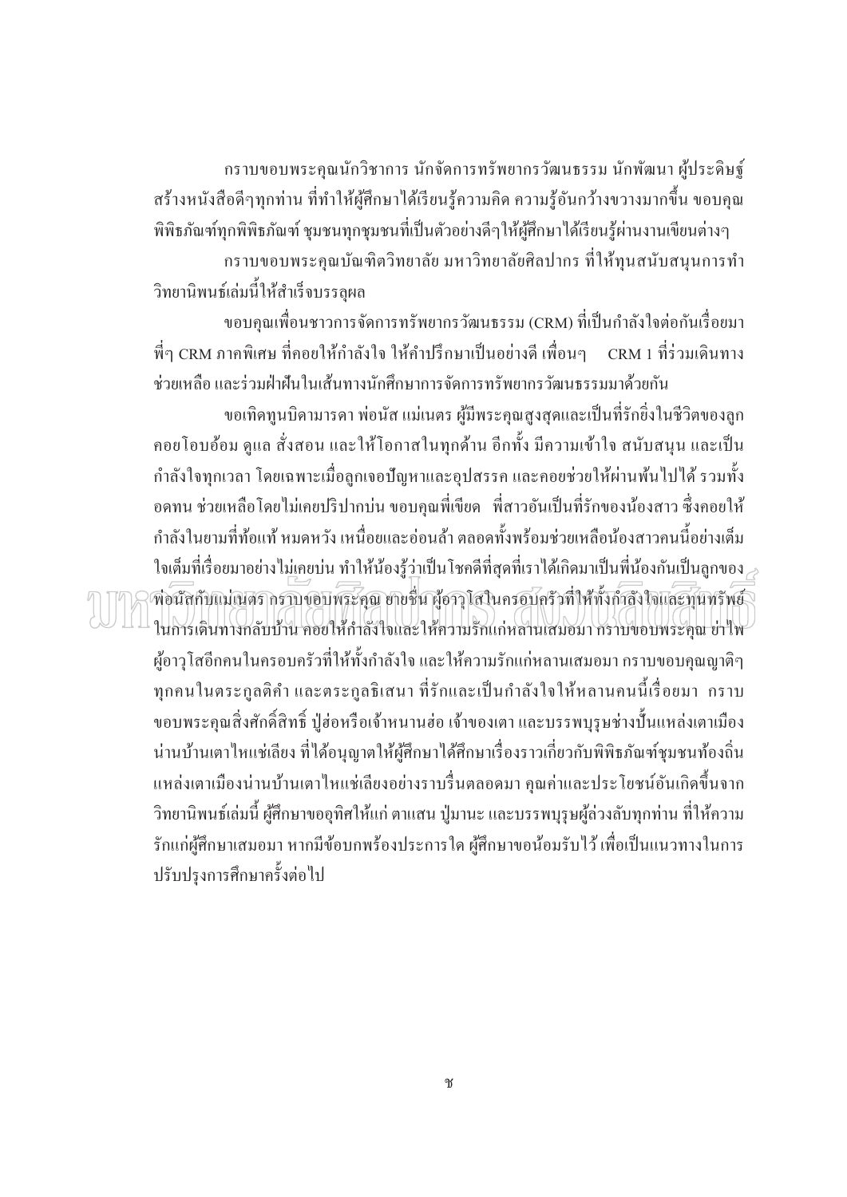กราบขอบพระคุณนักวิชาการ นักจัดการทรัพยากรวัฒนธรรม นักพัฒนา ผู้ประดิษฐ์สร้างหนังสือดีๆทุกท่าน ที่ทำให้ผู้ศึกษาได้เรียนรู้ความคิด ความรู้อันกว้างขวางมากขึ้น ขอบคุณพิพิธภัณฑ์ทุกพิพิธภัณฑ์ ชุมชนทุกชุมชนที่เป็นตัวอย่างดีๆให้ผู้ศึกษาได้เรียนรู้ผ่านงานเขียนต่างๆ

กราบขอบพระคุณบัณฑิตวิทยาลัย มหาวิทยาลัยศิลปากร ที่ให้ทุนสนับสนุนการทำวิทยานิพนธ์เล่มนี้ให้สำเร็จบรรลุผล

ขอบคุณเพื่อนชาวการจัดการทรัพยากรวัฒนธรรม (CRM) ที่เป็นกำลังใจต่อกันเรื่อยมา พี่ๆ CRM ภาคพิเศษ ที่คอยให้กำลังใจ ให้คำปรึกษาเป็นอย่างดี เพื่อนๆ CRM 1 ที่ร่วมเดินทาง ช่วยเหลือ และร่วมฝ่าฟันในเส้นทางนักศึกษาการจัดการทรัพยากรวัฒนธรรมมาด้วยกัน

ขอเทิดทูนบิดามารดา พ่อนัส แม่เนตร ผู้มีพระคุณสูงสุดและเป็นที่รักยิ่งในชีวิตของลูก คอยโอบอ้อม ดูแล สั่งสอน และให้โอกาสในทุกด้าน อีกทั้ง มีความเข้าใจ สนับสนุน และเป็นกำลังใจทุกเวลา โดยเฉพาะเมื่อลูกเจอปัญหาและอุปสรรค และคอยช่วยให้ผ่านพ้นไปได้ รวมทั้งอดทน ช่วยเหลือโดยไม่เคยปริปากบ่น ขอบคุณพี่เขียด พี่สาวอันเป็นที่รักของน้องสาว ซึ่งคอยให้กำลังในยามที่ท้อแท้ หมดหวัง เหนื่อยและอ่อนล้า ตลอดทั้งพร้อมช่วยเหลือน้องสาวคนนี้อย่างเต็มใจเต็มที่เรื่อยมาอย่างไม่เคยบ่น ทำให้น้องรู้ว่าเป็นโชคดีที่สุดที่เราได้เกิดมาเป็นพี่น้องกันเป็นลูกของพ่อนัสกับแม่เนตร กราบขอบพระคุณ ยายชื่น ผู้อาวุโสในครอบครัวที่ให้ทั้งกำลังใจและทุนทรัพย์ในการเดินทางกลับบ้าน คอยให้กำลังใจและให้ความรักแก่หลานเสมอมา กราบขอบพระคุณ ย่าไพ ผู้อาวุโสอีกคนในครอบครัวที่ให้ทั้งกำลังใจ และให้ความรักแก่หลานเสมอมา กราบขอบคุณญาติๆ ทุกคนในตระกูลติคำ และตระกูลธิเสนา ที่รักและเป็นกำลังใจให้หลานคนนี้เรื่อยมา กราบขอบพระคุณสิ่งศักดิ์สิทธิ์ ปู่ฮ่อหรือเจ้าหนานฮ่อ เจ้าของเตา และบรรพบุรุษช่างปั้นแหล่งเตาเมืองน่านบ้านเตาไหแช่เลียง ที่ได้อนุญาตให้ผู้ศึกษาได้ศึกษาเรื่องราวเกี่ยวกับพิพิธภัณฑ์ชุมชนท้องถิ่นแหล่งเตาเมืองน่านบ้านเตาไหแช่เลียงอย่างราบรื่นตลอดมา คุณค่าและประโยชน์อันเกิดขึ้นจากวิทยานิพนธ์เล่มนี้ ผู้ศึกษาขออุทิศให้แก่ ตาแสน ปู่มานะ และบรรพบุรุษผู้ล่วงลับทุกท่าน ที่ให้ความรักแก่ผู้ศึกษาเสมอมา หากมีข้อบกพร้องประการใด ผู้ศึกษาขอน้อมรับไว้ เพื่อเป็นแนวทางในการปรับปรุงการศึกษาครั้งต่อไป